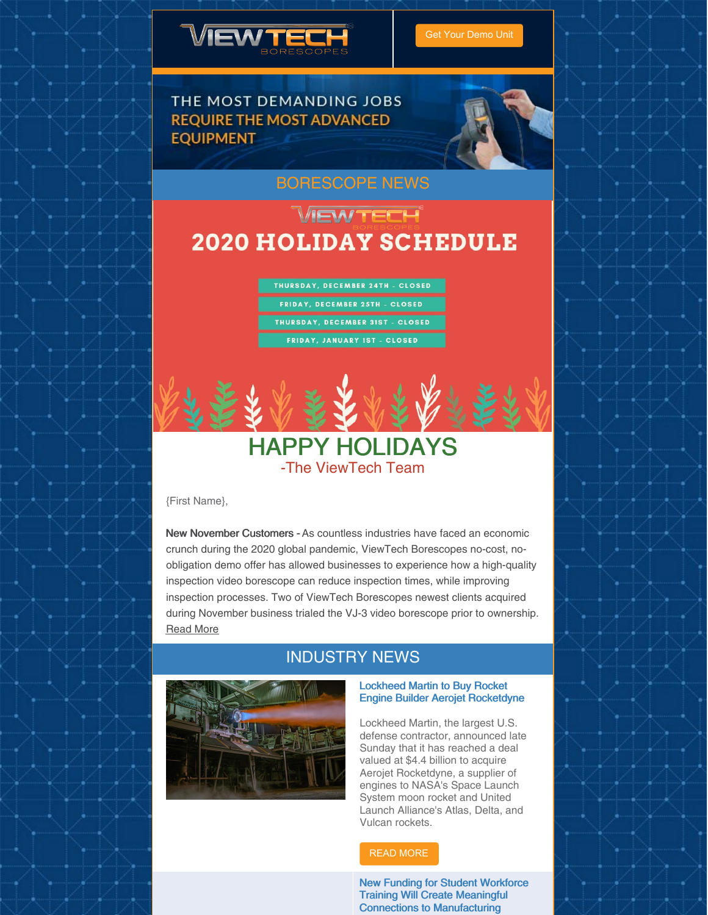VIEWTECH BORESCOPES

Get Your Demo Unit

THE MOST DEMANDING JOBS REQUIRE THE MOST ADVANCED EQUIPMENT

## BORESCOPE NEWS

VIEWTECH BORESCOPES

# 2020 HOLIDAY SCHEDULE

THURSDAY, DECEMBER 24TH - CLOSED

FRIDAY, DECEMBER 25TH - CLOSED

THURSDAY, DECEMBER 31ST - CLOSED

FRIDAY, JANUARY 1ST - CLOSED

# HAPPY HOLIDAYS

-The ViewTech Team

{First Name},

**New November Customers -** As countless industries have faced an economic crunch during the 2020 global pandemic, ViewTech Borescopes no-cost, no-obligation demo offer has allowed businesses to experience how a high-quality inspection video borescope can reduce inspection times, while improving inspection processes. Two of ViewTech Borescopes newest clients acquired during November business trialed the VJ-3 video borescope prior to ownership. Read More

## INDUSTRY NEWS

### Lockheed Martin to Buy Rocket Engine Builder Aerojet Rocketdyne

Lockheed Martin, the largest U.S. defense contractor, announced late Sunday that it has reached a deal valued at $4.4 billion to acquire Aerojet Rocketdyne, a supplier of engines to NASA's Space Launch System moon rocket and United Launch Alliance's Atlas, Delta, and Vulcan rockets.

READ MORE

### New Funding for Student Workforce Training Will Create Meaningful Connections to Manufacturing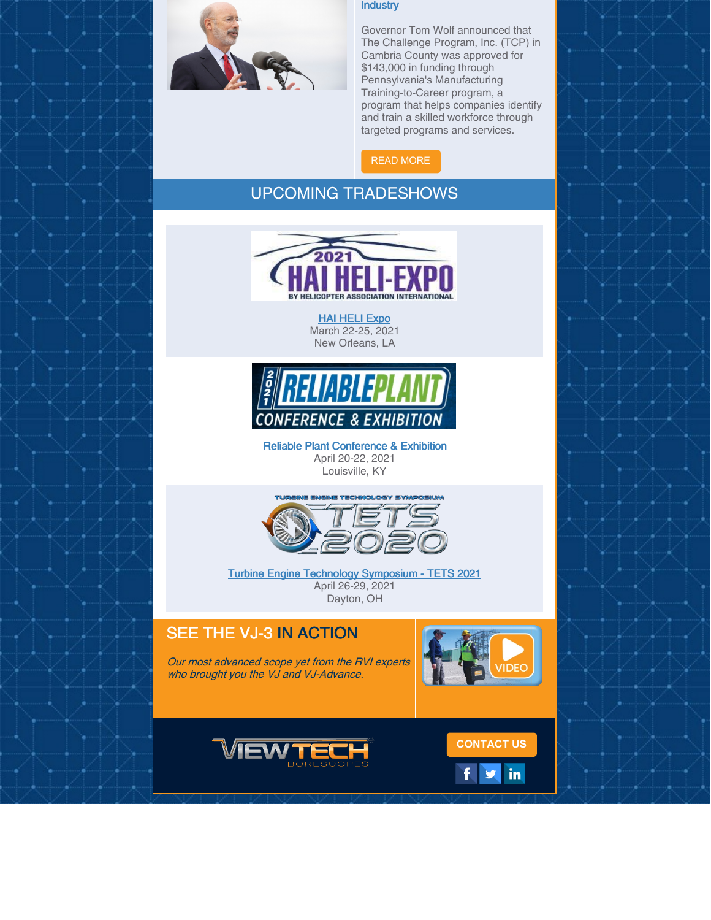Industry

Governor Tom Wolf announced that The Challenge Program, Inc. (TCP) in Cambria County was approved for $143,000 in funding through Pennsylvania's Manufacturing Training-to-Career program, a program that helps companies identify and train a skilled workforce through targeted programs and services.

READ MORE

## UPCOMING TRADESHOWS

HAI HELI Expo
March 22-25, 2021
New Orleans, LA

Reliable Plant Conference & Exhibition
April 20-22, 2021
Louisville, KY

Turbine Engine Technology Symposium - TETS 2021
April 26-29, 2021
Dayton, OH

## SEE THE VJ-3 IN ACTION

*Our most advanced scope yet from the RVI experts who brought you the VJ and VJ-Advance.*

VIDEO

CONTACT US